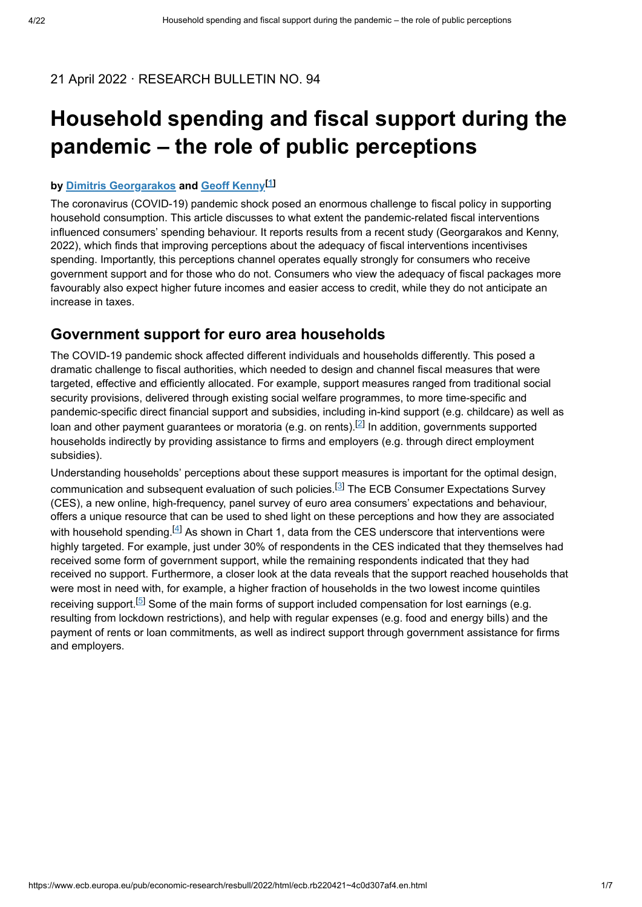21 April 2022 · RESEARCH BULLETIN NO. 94

# Household spending and fiscal support during the pandemic – the role of public perceptions

**by Dimitris Georgarakos and Geoff Kenny[1]**

The coronavirus (COVID-19) pandemic shock posed an enormous challenge to fiscal policy in supporting household consumption. This article discusses to what extent the pandemic-related fiscal interventions influenced consumers' spending behaviour. It reports results from a recent study (Georgarakos and Kenny, 2022), which finds that improving perceptions about the adequacy of fiscal interventions incentivises spending. Importantly, this perceptions channel operates equally strongly for consumers who receive government support and for those who do not. Consumers who view the adequacy of fiscal packages more favourably also expect higher future incomes and easier access to credit, while they do not anticipate an increase in taxes.

## Government support for euro area households

The COVID-19 pandemic shock affected different individuals and households differently. This posed a dramatic challenge to fiscal authorities, which needed to design and channel fiscal measures that were targeted, effective and efficiently allocated. For example, support measures ranged from traditional social security provisions, delivered through existing social welfare programmes, to more time-specific and pandemic-specific direct financial support and subsidies, including in-kind support (e.g. childcare) as well as loan and other payment guarantees or moratoria (e.g. on rents).[2] In addition, governments supported households indirectly by providing assistance to firms and employers (e.g. through direct employment subsidies).

Understanding households' perceptions about these support measures is important for the optimal design, communication and subsequent evaluation of such policies.[3] The ECB Consumer Expectations Survey (CES), a new online, high-frequency, panel survey of euro area consumers' expectations and behaviour, offers a unique resource that can be used to shed light on these perceptions and how they are associated with household spending.[4] As shown in Chart 1, data from the CES underscore that interventions were highly targeted. For example, just under 30% of respondents in the CES indicated that they themselves had received some form of government support, while the remaining respondents indicated that they had received no support. Furthermore, a closer look at the data reveals that the support reached households that were most in need with, for example, a higher fraction of households in the two lowest income quintiles receiving support.[5] Some of the main forms of support included compensation for lost earnings (e.g. resulting from lockdown restrictions), and help with regular expenses (e.g. food and energy bills) and the payment of rents or loan commitments, as well as indirect support through government assistance for firms and employers.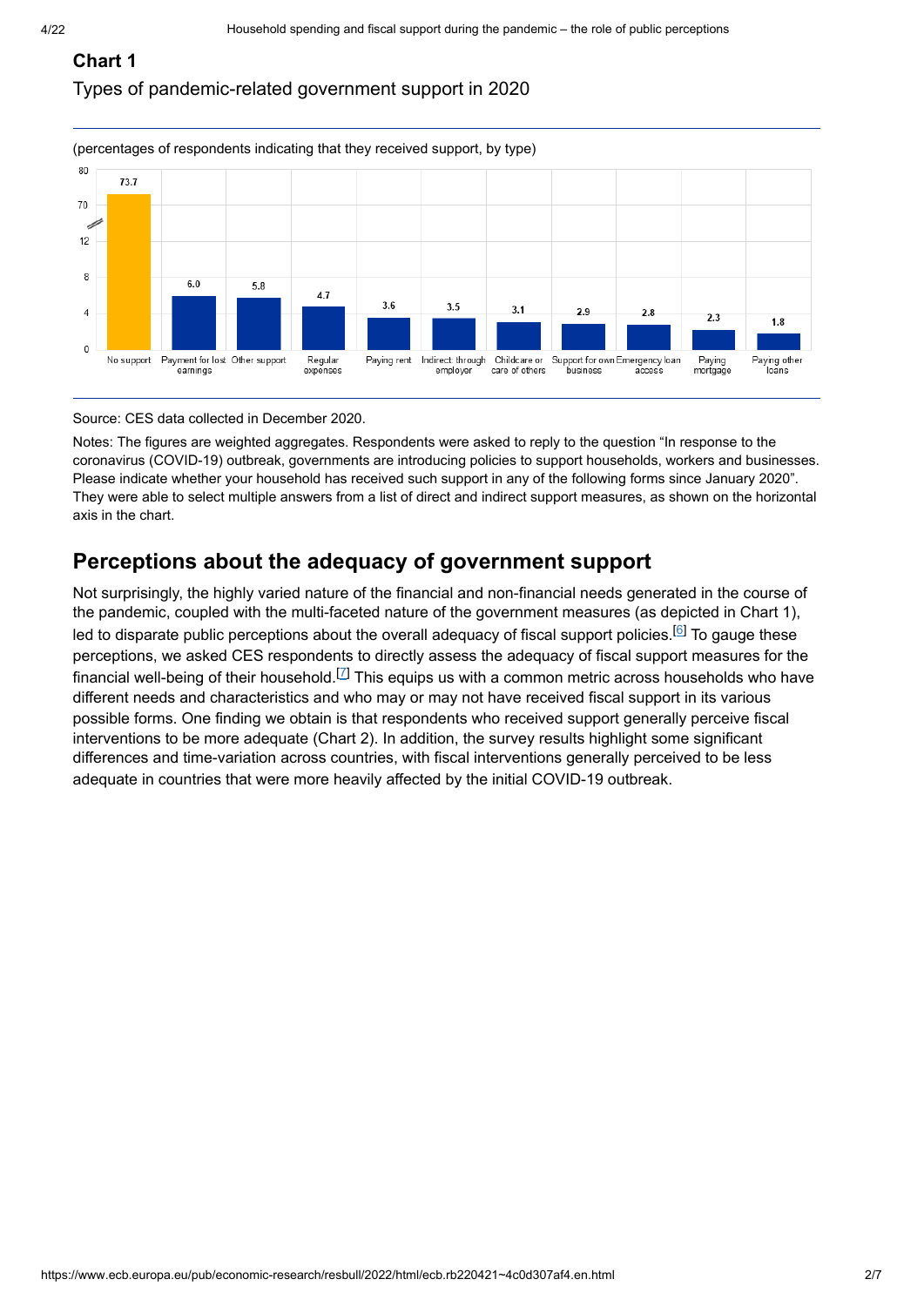**Chart 1**

Types of pandemic-related government support in 2020

(percentages of respondents indicating that they received support, by type)

| Type | Percentage |
| --- | --- |
| No support | 73.7 |
| Payment for lost earnings | 6.0 |
| Other support | 5.8 |
| Regular expenses | 4.7 |
| Paying rent | 3.6 |
| Indirect through employer | 3.5 |
| Childcare or care of others | 3.1 |
| Support for own business | 2.9 |
| Emergency loan access | 2.8 |
| Paying mortgage | 2.3 |
| Paying other loans | 1.8 |

Source: CES data collected in December 2020.

Notes: The figures are weighted aggregates. Respondents were asked to reply to the question "In response to the coronavirus (COVID-19) outbreak, governments are introducing policies to support households, workers and businesses. Please indicate whether your household has received such support in any of the following forms since January 2020". They were able to select multiple answers from a list of direct and indirect support measures, as shown on the horizontal axis in the chart.

## Perceptions about the adequacy of government support

Not surprisingly, the highly varied nature of the financial and non-financial needs generated in the course of the pandemic, coupled with the multi-faceted nature of the government measures (as depicted in Chart 1), led to disparate public perceptions about the overall adequacy of fiscal support policies.[6] To gauge these perceptions, we asked CES respondents to directly assess the adequacy of fiscal support measures for the financial well-being of their household.[7] This equips us with a common metric across households who have different needs and characteristics and who may or may not have received fiscal support in its various possible forms. One finding we obtain is that respondents who received support generally perceive fiscal interventions to be more adequate (Chart 2). In addition, the survey results highlight some significant differences and time-variation across countries, with fiscal interventions generally perceived to be less adequate in countries that were more heavily affected by the initial COVID-19 outbreak.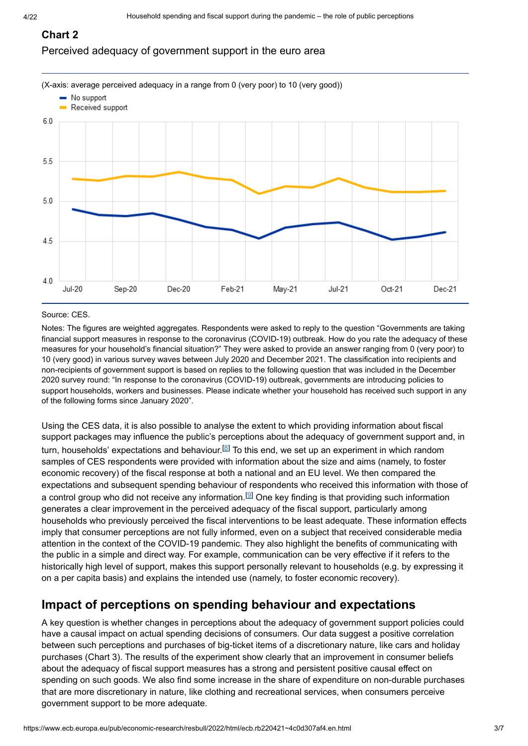### Chart 2

Perceived adequacy of government support in the euro area

(X-axis: average perceived adequacy in a range from 0 (very poor) to 10 (very good))

Source: CES.

Notes: The figures are weighted aggregates. Respondents were asked to reply to the question "Governments are taking financial support measures in response to the coronavirus (COVID-19) outbreak. How do you rate the adequacy of these measures for your household's financial situation?" They were asked to provide an answer ranging from 0 (very poor) to 10 (very good) in various survey waves between July 2020 and December 2021. The classification into recipients and non-recipients of government support is based on replies to the following question that was included in the December 2020 survey round: "In response to the coronavirus (COVID-19) outbreak, governments are introducing policies to support households, workers and businesses. Please indicate whether your household has received such support in any of the following forms since January 2020".

Using the CES data, it is also possible to analyse the extent to which providing information about fiscal support packages may influence the public's perceptions about the adequacy of government support and, in turn, households' expectations and behaviour.[8] To this end, we set up an experiment in which random samples of CES respondents were provided with information about the size and aims (namely, to foster economic recovery) of the fiscal response at both a national and an EU level. We then compared the expectations and subsequent spending behaviour of respondents who received this information with those of a control group who did not receive any information.[9] One key finding is that providing such information generates a clear improvement in the perceived adequacy of the fiscal support, particularly among households who previously perceived the fiscal interventions to be least adequate. These information effects imply that consumer perceptions are not fully informed, even on a subject that received considerable media attention in the context of the COVID-19 pandemic. They also highlight the benefits of communicating with the public in a simple and direct way. For example, communication can be very effective if it refers to the historically high level of support, makes this support personally relevant to households (e.g. by expressing it on a per capita basis) and explains the intended use (namely, to foster economic recovery).

## Impact of perceptions on spending behaviour and expectations

A key question is whether changes in perceptions about the adequacy of government support policies could have a causal impact on actual spending decisions of consumers. Our data suggest a positive correlation between such perceptions and purchases of big-ticket items of a discretionary nature, like cars and holiday purchases (Chart 3). The results of the experiment show clearly that an improvement in consumer beliefs about the adequacy of fiscal support measures has a strong and persistent positive causal effect on spending on such goods. We also find some increase in the share of expenditure on non-durable purchases that are more discretionary in nature, like clothing and recreational services, when consumers perceive government support to be more adequate.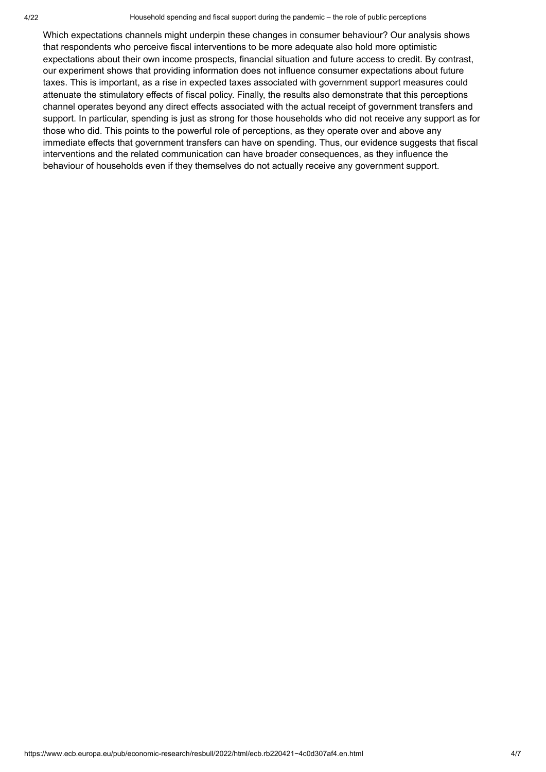Which expectations channels might underpin these changes in consumer behaviour? Our analysis shows that respondents who perceive fiscal interventions to be more adequate also hold more optimistic expectations about their own income prospects, financial situation and future access to credit. By contrast, our experiment shows that providing information does not influence consumer expectations about future taxes. This is important, as a rise in expected taxes associated with government support measures could attenuate the stimulatory effects of fiscal policy. Finally, the results also demonstrate that this perceptions channel operates beyond any direct effects associated with the actual receipt of government transfers and support. In particular, spending is just as strong for those households who did not receive any support as for those who did. This points to the powerful role of perceptions, as they operate over and above any immediate effects that government transfers can have on spending. Thus, our evidence suggests that fiscal interventions and the related communication can have broader consequences, as they influence the behaviour of households even if they themselves do not actually receive any government support.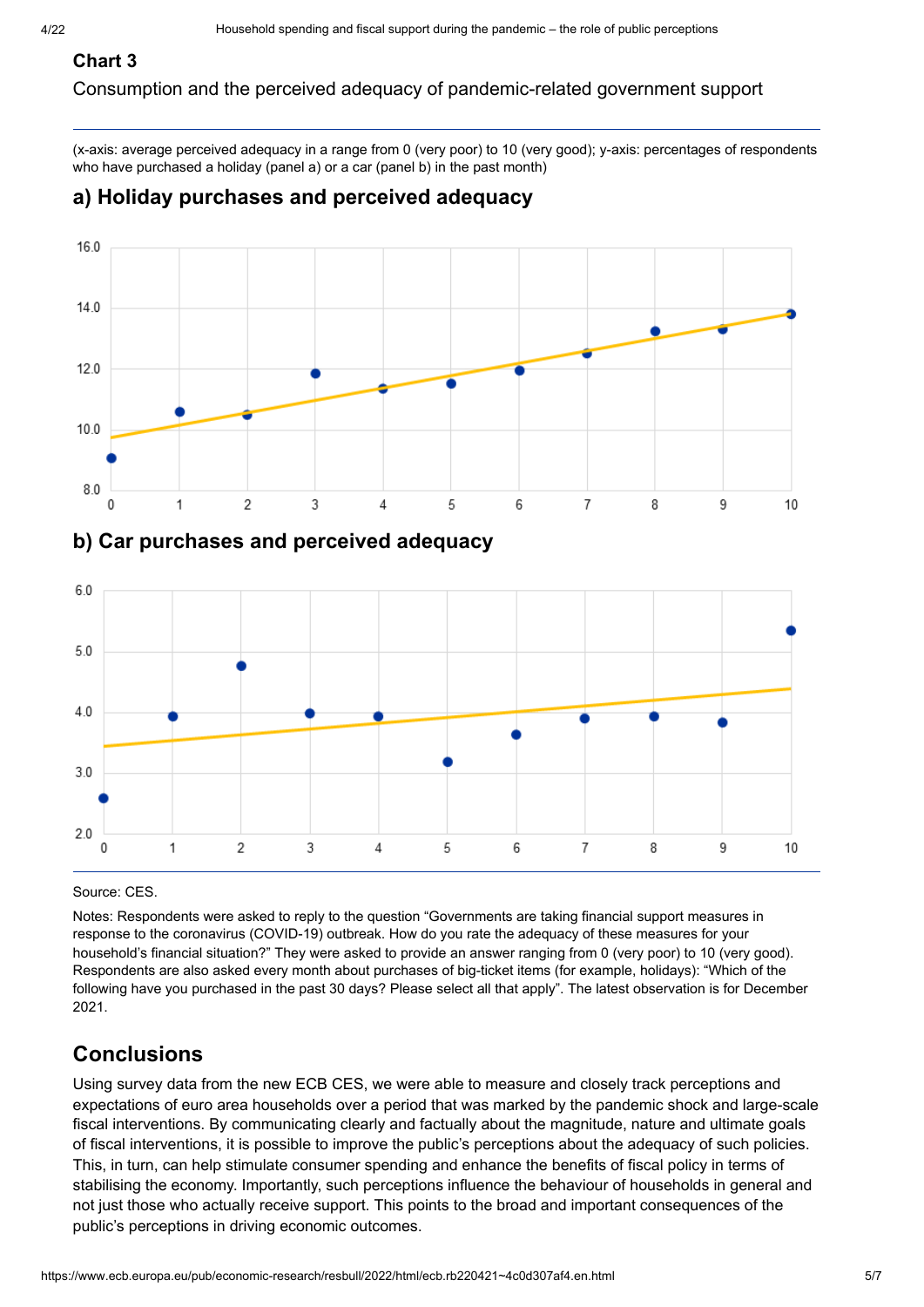**Chart 3**

Consumption and the perceived adequacy of pandemic-related government support

(x-axis: average perceived adequacy in a range from 0 (very poor) to 10 (very good); y-axis: percentages of respondents who have purchased a holiday (panel a) or a car (panel b) in the past month)

### a) Holiday purchases and perceived adequacy

### b) Car purchases and perceived adequacy

Source: CES.

Notes: Respondents were asked to reply to the question "Governments are taking financial support measures in response to the coronavirus (COVID-19) outbreak. How do you rate the adequacy of these measures for your household's financial situation?" They were asked to provide an answer ranging from 0 (very poor) to 10 (very good). Respondents are also asked every month about purchases of big-ticket items (for example, holidays): "Which of the following have you purchased in the past 30 days? Please select all that apply". The latest observation is for December 2021.

## Conclusions

Using survey data from the new ECB CES, we were able to measure and closely track perceptions and expectations of euro area households over a period that was marked by the pandemic shock and large-scale fiscal interventions. By communicating clearly and factually about the magnitude, nature and ultimate goals of fiscal interventions, it is possible to improve the public's perceptions about the adequacy of such policies. This, in turn, can help stimulate consumer spending and enhance the benefits of fiscal policy in terms of stabilising the economy. Importantly, such perceptions influence the behaviour of households in general and not just those who actually receive support. This points to the broad and important consequences of the public's perceptions in driving economic outcomes.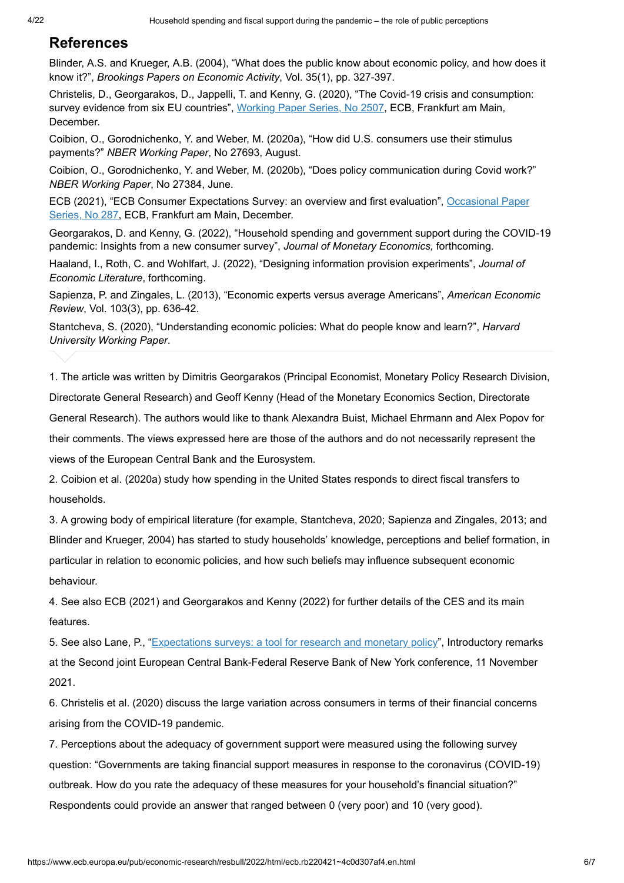## References

Blinder, A.S. and Krueger, A.B. (2004), "What does the public know about economic policy, and how does it know it?", *Brookings Papers on Economic Activity*, Vol. 35(1), pp. 327-397.

Christelis, D., Georgarakos, D., Jappelli, T. and Kenny, G. (2020), "The Covid-19 crisis and consumption: survey evidence from six EU countries", Working Paper Series, No 2507, ECB, Frankfurt am Main, December.

Coibion, O., Gorodnichenko, Y. and Weber, M. (2020a), "How did U.S. consumers use their stimulus payments?" *NBER Working Paper*, No 27693, August.

Coibion, O., Gorodnichenko, Y. and Weber, M. (2020b), "Does policy communication during Covid work?" *NBER Working Paper*, No 27384, June.

ECB (2021), "ECB Consumer Expectations Survey: an overview and first evaluation", Occasional Paper Series, No 287, ECB, Frankfurt am Main, December.

Georgarakos, D. and Kenny, G. (2022), "Household spending and government support during the COVID-19 pandemic: Insights from a new consumer survey", *Journal of Monetary Economics,* forthcoming.

Haaland, I., Roth, C. and Wohlfart, J. (2022), "Designing information provision experiments", *Journal of Economic Literature*, forthcoming.

Sapienza, P. and Zingales, L. (2013), "Economic experts versus average Americans", *American Economic Review*, Vol. 103(3), pp. 636-42.

Stantcheva, S. (2020), "Understanding economic policies: What do people know and learn?", *Harvard University Working Paper*.

1. The article was written by Dimitris Georgarakos (Principal Economist, Monetary Policy Research Division, Directorate General Research) and Geoff Kenny (Head of the Monetary Economics Section, Directorate General Research). The authors would like to thank Alexandra Buist, Michael Ehrmann and Alex Popov for their comments. The views expressed here are those of the authors and do not necessarily represent the views of the European Central Bank and the Eurosystem.

2. Coibion et al. (2020a) study how spending in the United States responds to direct fiscal transfers to households.

3. A growing body of empirical literature (for example, Stantcheva, 2020; Sapienza and Zingales, 2013; and Blinder and Krueger, 2004) has started to study households' knowledge, perceptions and belief formation, in particular in relation to economic policies, and how such beliefs may influence subsequent economic behaviour.

4. See also ECB (2021) and Georgarakos and Kenny (2022) for further details of the CES and its main features.

5. See also Lane, P., "Expectations surveys: a tool for research and monetary policy", Introductory remarks at the Second joint European Central Bank-Federal Reserve Bank of New York conference, 11 November 2021.

6. Christelis et al. (2020) discuss the large variation across consumers in terms of their financial concerns arising from the COVID-19 pandemic.

7. Perceptions about the adequacy of government support were measured using the following survey question: "Governments are taking financial support measures in response to the coronavirus (COVID-19) outbreak. How do you rate the adequacy of these measures for your household's financial situation?" Respondents could provide an answer that ranged between 0 (very poor) and 10 (very good).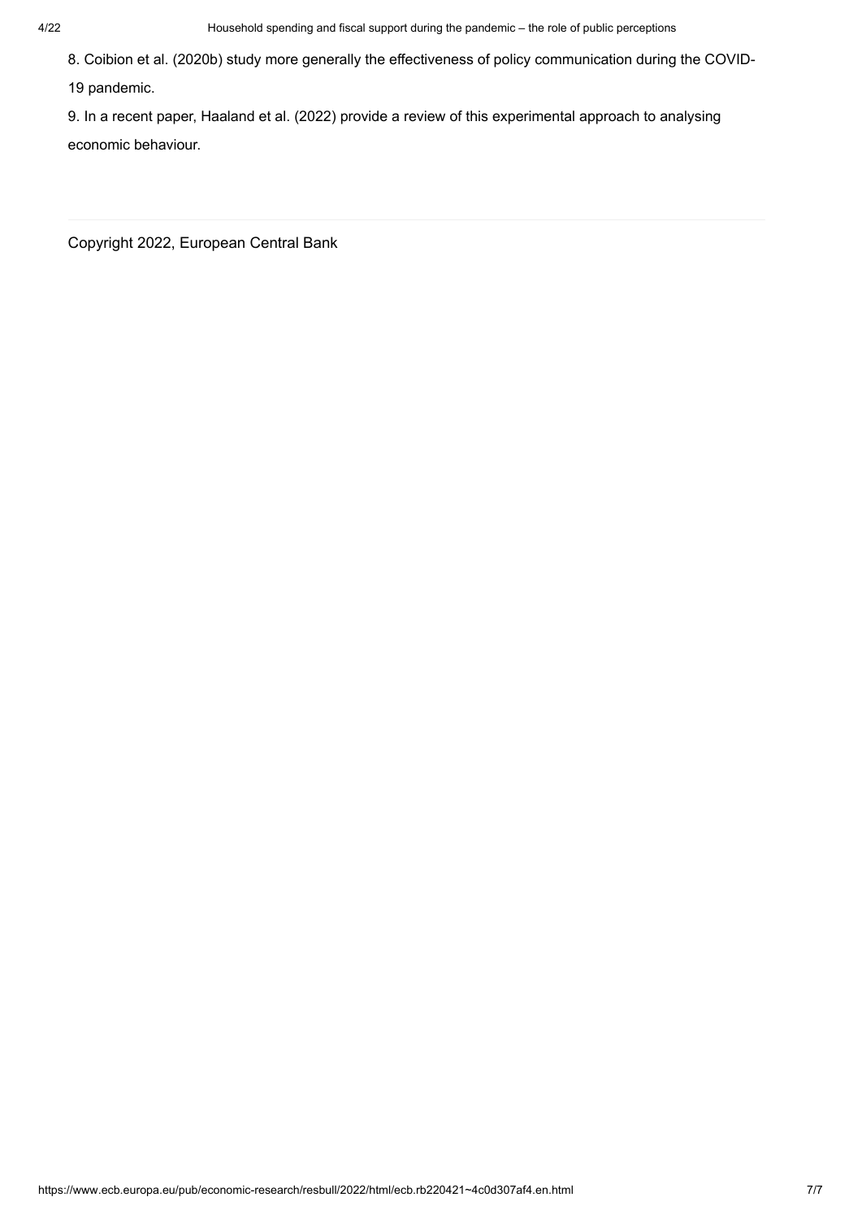8. Coibion et al. (2020b) study more generally the effectiveness of policy communication during the COVID-19 pandemic.

9. In a recent paper, Haaland et al. (2022) provide a review of this experimental approach to analysing economic behaviour.

---

Copyright 2022, European Central Bank